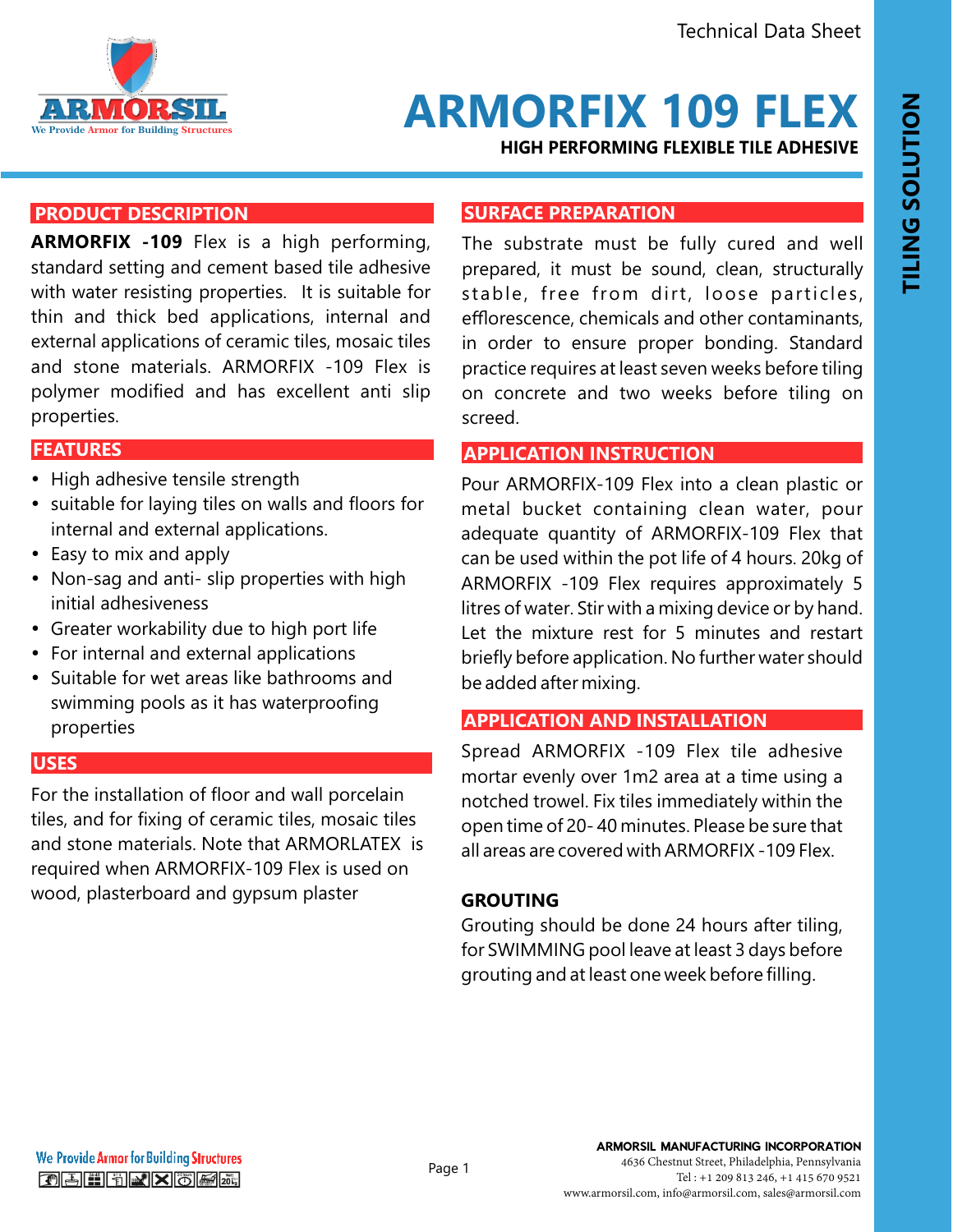Technical Data Sheet

# ARMORFIX 109 FLEX

**HIGH PERFORMING FLEXIBLE TILE ADHESIVE**

TILING SOLUTION

## PRODUCT DESCRIPTION

**ARMORFIX -109** Flex is a high performing, standard setting and cement based tile adhesive with water resisting properties. It is suitable for thin and thick bed applications, internal and external applications of ceramic tiles, mosaic tiles and stone materials. ARMORFIX -109 Flex is polymer modified and has excellent anti slip properties.

## FEATURES

- High adhesive tensile strength
- suitable for laying tiles on walls and floors for internal and external applications.
- Easy to mix and apply
- Non-sag and anti- slip properties with high initial adhesiveness
- Greater workability due to high port life
- For internal and external applications
- Suitable for wet areas like bathrooms and swimming pools as it has waterproofing properties

## USES

For the installation of floor and wall porcelain tiles, and for fixing of ceramic tiles, mosaic tiles and stone materials. Note that ARMORLATEX is required when ARMORFIX-109 Flex is used on wood, plasterboard and gypsum plaster

## SURFACE PREPARATION

The substrate must be fully cured and well prepared, it must be sound, clean, structurally stable, free from dirt, loose particles, efflorescence, chemicals and other contaminants, in order to ensure proper bonding. Standard practice requires at least seven weeks before tiling on concrete and two weeks before tiling on screed.

## APPLICATION INSTRUCTION

Pour ARMORFIX-109 Flex into a clean plastic or metal bucket containing clean water, pour adequate quantity of ARMORFIX-109 Flex that can be used within the pot life of 4 hours. 20kg of ARMORFIX -109 Flex requires approximately 5 litres of water. Stir with a mixing device or by hand. Let the mixture rest for 5 minutes and restart briefly before application. No further water should be added after mixing.

## APPLICATION AND INSTALLATION

Spread ARMORFIX -109 Flex tile adhesive mortar evenly over 1m2 area at a time using a notched trowel. Fix tiles immediately within the open time of 20- 40 minutes. Please be sure that all areas are covered with ARMORFIX -109 Flex.

### GROUTING

Grouting should be done 24 hours after tiling, for SWIMMING pool leave at least 3 days before grouting and at least one week before filling.

We Provide Armor for Building Structures

**ARMORSIL MANUFACTURING INCORPORATION**
4636 Chestnut Street, Philadelphia, Pennsylvania
Tel : +1 209 813 246, +1 415 670 9521
www.armorsil.com, info@armorsil.com, sales@armorsil.com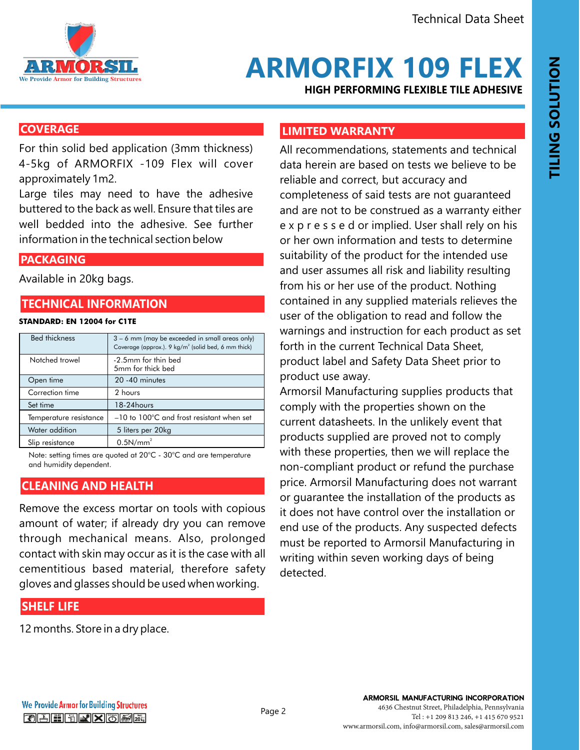# ARMORFIX 109 FLEX

**HIGH PERFORMING FLEXIBLE TILE ADHESIVE**

## COVERAGE

For thin solid bed application (3mm thickness) 4-5kg of ARMORFIX -109 Flex will cover approximately 1m2.
Large tiles may need to have the adhesive buttered to the back as well. Ensure that tiles are well bedded into the adhesive. See further information in the technical section below

## PACKAGING

Available in 20kg bags.

## TECHNICAL INFORMATION

**STANDARD: EN 12004 for C1TE**

| | |
|---|---|
| Bed thickness | 3 – 6 mm (may be exceeded in small areas only) Coverage (approx.). 9 kg/m² (solid bed, 6 mm thick) |
| Notched trowel | -2.5mm for thin bed 5mm for thick bed |
| Open time | 20 -40 minutes |
| Correction time | 2 hours |
| Set time | 18-24hours |
| Temperature resistance | –10 to 100°C and frost resistant when set |
| Water addition | 5 liters per 20kg |
| Slip resistance | 0.5N/mm² |

Note: setting times are quoted at 20°C - 30°C and are temperature and humidity dependent.

## CLEANING AND HEALTH

Remove the excess mortar on tools with copious amount of water; if already dry you can remove through mechanical means. Also, prolonged contact with skin may occur as it is the case with all cementitious based material, therefore safety gloves and glasses should be used when working.

## SHELF LIFE

12 months. Store in a dry place.

## LIMITED WARRANTY

All recommendations, statements and technical data herein are based on tests we believe to be reliable and correct, but accuracy and completeness of said tests are not guaranteed and are not to be construed as a warranty either expressed or implied. User shall rely on his or her own information and tests to determine suitability of the product for the intended use and user assumes all risk and liability resulting from his or her use of the product. Nothing contained in any supplied materials relieves the user of the obligation to read and follow the warnings and instruction for each product as set forth in the current Technical Data Sheet, product label and Safety Data Sheet prior to product use away.
Armorsil Manufacturing supplies products that comply with the properties shown on the current datasheets. In the unlikely event that products supplied are proved not to comply with these properties, then we will replace the non-compliant product or refund the purchase price. Armorsil Manufacturing does not warrant or guarantee the installation of the products as it does not have control over the installation or end use of the products. Any suspected defects must be reported to Armorsil Manufacturing in writing within seven working days of being detected.

**ARMORSIL MANUFACTURING INCORPORATION**
4636 Chestnut Street, Philadelphia, Pennsylvania
Tel : +1 209 813 246, +1 415 670 9521
www.armorsil.com, info@armorsil.com, sales@armorsil.com